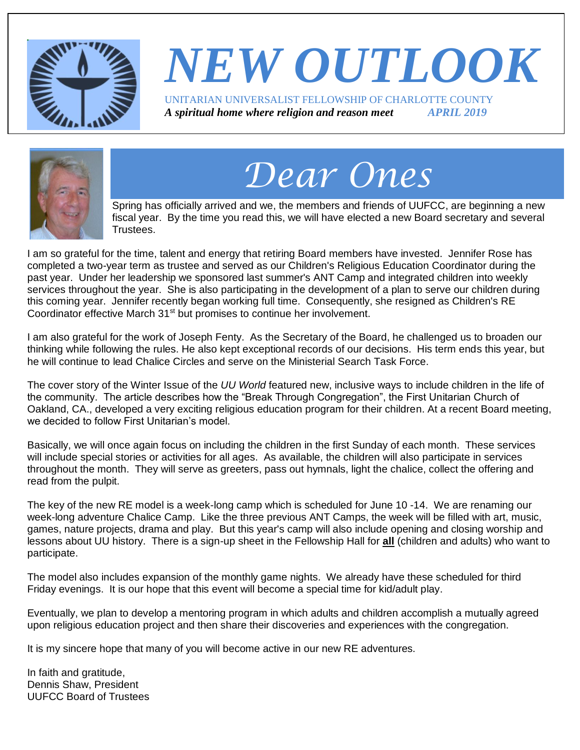# NEW OUTLOOK

UNITARIAN UNIVERSALIST FELLOWSHIP OF CHARLOTTE COUNTY

***A spiritual home where religion and reason meet*** ***APRIL 2019***

## Dear Ones

Spring has officially arrived and we, the members and friends of UUFCC, are beginning a new fiscal year. By the time you read this, we will have elected a new Board secretary and several Trustees.

I am so grateful for the time, talent and energy that retiring Board members have invested. Jennifer Rose has completed a two-year term as trustee and served as our Children's Religious Education Coordinator during the past year. Under her leadership we sponsored last summer's ANT Camp and integrated children into weekly services throughout the year. She is also participating in the development of a plan to serve our children during this coming year. Jennifer recently began working full time. Consequently, she resigned as Children's RE Coordinator effective March 31st but promises to continue her involvement.

I am also grateful for the work of Joseph Fenty. As the Secretary of the Board, he challenged us to broaden our thinking while following the rules. He also kept exceptional records of our decisions. His term ends this year, but he will continue to lead Chalice Circles and serve on the Ministerial Search Task Force.

The cover story of the Winter Issue of the *UU World* featured new, inclusive ways to include children in the life of the community. The article describes how the "Break Through Congregation", the First Unitarian Church of Oakland, CA., developed a very exciting religious education program for their children. At a recent Board meeting, we decided to follow First Unitarian's model.

Basically, we will once again focus on including the children in the first Sunday of each month. These services will include special stories or activities for all ages. As available, the children will also participate in services throughout the month. They will serve as greeters, pass out hymnals, light the chalice, collect the offering and read from the pulpit.

The key of the new RE model is a week-long camp which is scheduled for June 10 -14. We are renaming our week-long adventure Chalice Camp. Like the three previous ANT Camps, the week will be filled with art, music, games, nature projects, drama and play. But this year's camp will also include opening and closing worship and lessons about UU history. There is a sign-up sheet in the Fellowship Hall for **all** (children and adults) who want to participate.

The model also includes expansion of the monthly game nights. We already have these scheduled for third Friday evenings. It is our hope that this event will become a special time for kid/adult play.

Eventually, we plan to develop a mentoring program in which adults and children accomplish a mutually agreed upon religious education project and then share their discoveries and experiences with the congregation.

It is my sincere hope that many of you will become active in our new RE adventures.

In faith and gratitude,
Dennis Shaw, President
UUFCC Board of Trustees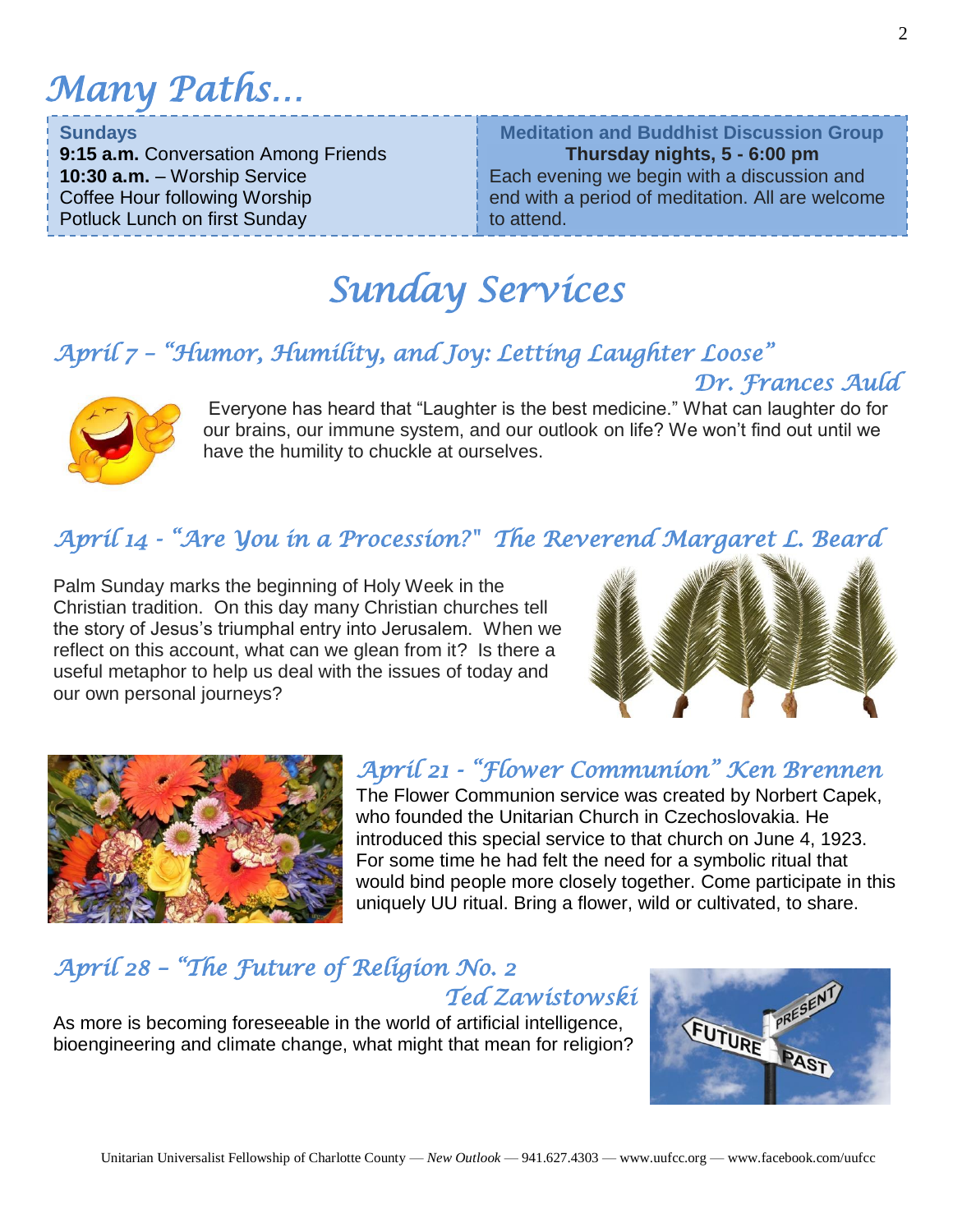# Many Paths…

**Sundays**
**9:15 a.m.** Conversation Among Friends
**10:30 a.m.** – Worship Service
Coffee Hour following Worship
Potluck Lunch on first Sunday

**Meditation and Buddhist Discussion Group**
**Thursday nights, 5 - 6:00 pm**
Each evening we begin with a discussion and end with a period of meditation. All are welcome to attend.

# Sunday Services

## April 7 – "Humor, Humility, and Joy: Letting Laughter Loose"

*Dr. Frances Auld*

Everyone has heard that "Laughter is the best medicine." What can laughter do for our brains, our immune system, and our outlook on life? We won't find out until we have the humility to chuckle at ourselves.

## April 14 - "Are You in a Procession?" The Reverend Margaret L. Beard

Palm Sunday marks the beginning of Holy Week in the Christian tradition. On this day many Christian churches tell the story of Jesus's triumphal entry into Jerusalem. When we reflect on this account, what can we glean from it? Is there a useful metaphor to help us deal with the issues of today and our own personal journeys?

## April 21 - "Flower Communion" Ken Brennen

The Flower Communion service was created by Norbert Capek, who founded the Unitarian Church in Czechoslovakia. He introduced this special service to that church on June 4, 1923. For some time he had felt the need for a symbolic ritual that would bind people more closely together. Come participate in this uniquely UU ritual. Bring a flower, wild or cultivated, to share.

## April 28 – "The Future of Religion No. 2

*Ted Zawistowski*

As more is becoming foreseeable in the world of artificial intelligence, bioengineering and climate change, what might that mean for religion?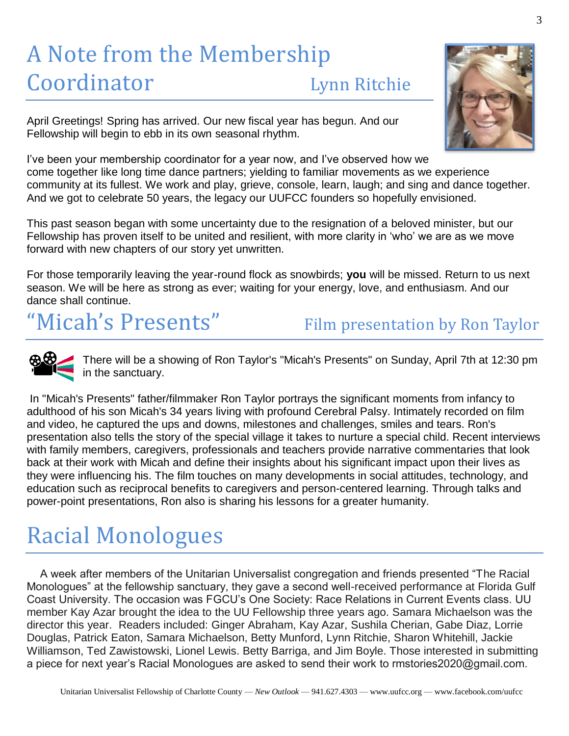# A Note from the Membership Coordinator

## Lynn Ritchie

April Greetings! Spring has arrived. Our new fiscal year has begun. And our Fellowship will begin to ebb in its own seasonal rhythm.

I've been your membership coordinator for a year now, and I've observed how we come together like long time dance partners; yielding to familiar movements as we experience community at its fullest. We work and play, grieve, console, learn, laugh; and sing and dance together. And we got to celebrate 50 years, the legacy our UUFCC founders so hopefully envisioned.

This past season began with some uncertainty due to the resignation of a beloved minister, but our Fellowship has proven itself to be united and resilient, with more clarity in 'who' we are as we move forward with new chapters of our story yet unwritten.

For those temporarily leaving the year-round flock as snowbirds; **you** will be missed. Return to us next season. We will be here as strong as ever; waiting for your energy, love, and enthusiasm. And our dance shall continue.

# "Micah's Presents"

## Film presentation by Ron Taylor

There will be a showing of Ron Taylor's "Micah's Presents" on Sunday, April 7th at 12:30 pm in the sanctuary.

In "Micah's Presents" father/filmmaker Ron Taylor portrays the significant moments from infancy to adulthood of his son Micah's 34 years living with profound Cerebral Palsy. Intimately recorded on film and video, he captured the ups and downs, milestones and challenges, smiles and tears. Ron's presentation also tells the story of the special village it takes to nurture a special child. Recent interviews with family members, caregivers, professionals and teachers provide narrative commentaries that look back at their work with Micah and define their insights about his significant impact upon their lives as they were influencing his. The film touches on many developments in social attitudes, technology, and education such as reciprocal benefits to caregivers and person-centered learning. Through talks and power-point presentations, Ron also is sharing his lessons for a greater humanity.

# Racial Monologues

A week after members of the Unitarian Universalist congregation and friends presented "The Racial Monologues" at the fellowship sanctuary, they gave a second well-received performance at Florida Gulf Coast University. The occasion was FGCU's One Society: Race Relations in Current Events class. UU member Kay Azar brought the idea to the UU Fellowship three years ago. Samara Michaelson was the director this year. Readers included: Ginger Abraham, Kay Azar, Sushila Cherian, Gabe Diaz, Lorrie Douglas, Patrick Eaton, Samara Michaelson, Betty Munford, Lynn Ritchie, Sharon Whitehill, Jackie Williamson, Ted Zawistowski, Lionel Lewis. Betty Barriga, and Jim Boyle. Those interested in submitting a piece for next year's Racial Monologues are asked to send their work to rmstories2020@gmail.com.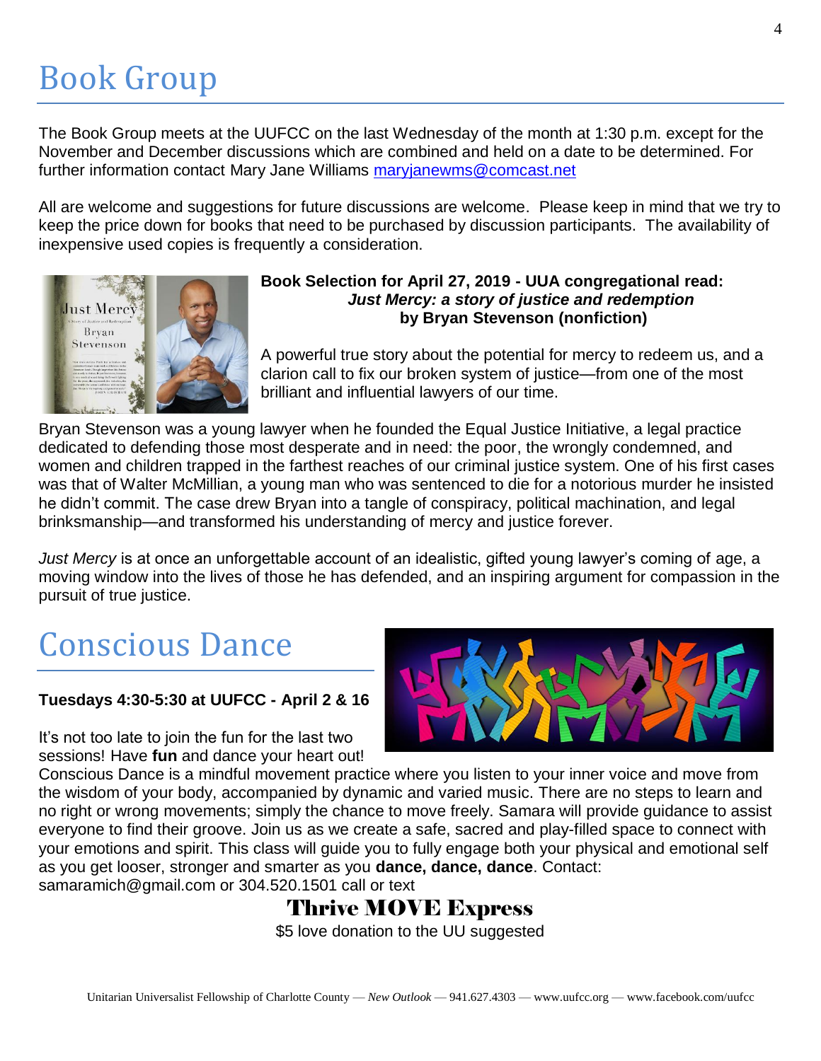# Book Group

The Book Group meets at the UUFCC on the last Wednesday of the month at 1:30 p.m. except for the November and December discussions which are combined and held on a date to be determined. For further information contact Mary Jane Williams maryjanewms@comcast.net

All are welcome and suggestions for future discussions are welcome. Please keep in mind that we try to keep the price down for books that need to be purchased by discussion participants. The availability of inexpensive used copies is frequently a consideration.

**Book Selection for April 27, 2019 - UUA congregational read:**
***Just Mercy: a story of justice and redemption***
**by Bryan Stevenson (nonfiction)**

A powerful true story about the potential for mercy to redeem us, and a clarion call to fix our broken system of justice—from one of the most brilliant and influential lawyers of our time.

Bryan Stevenson was a young lawyer when he founded the Equal Justice Initiative, a legal practice dedicated to defending those most desperate and in need: the poor, the wrongly condemned, and women and children trapped in the farthest reaches of our criminal justice system. One of his first cases was that of Walter McMillian, a young man who was sentenced to die for a notorious murder he insisted he didn't commit. The case drew Bryan into a tangle of conspiracy, political machination, and legal brinksmanship—and transformed his understanding of mercy and justice forever.

*Just Mercy* is at once an unforgettable account of an idealistic, gifted young lawyer's coming of age, a moving window into the lives of those he has defended, and an inspiring argument for compassion in the pursuit of true justice.

# Conscious Dance

**Tuesdays 4:30-5:30 at UUFCC - April 2 & 16**

It's not too late to join the fun for the last two sessions! Have **fun** and dance your heart out! Conscious Dance is a mindful movement practice where you listen to your inner voice and move from the wisdom of your body, accompanied by dynamic and varied music. There are no steps to learn and no right or wrong movements; simply the chance to move freely. Samara will provide guidance to assist everyone to find their groove. Join us as we create a safe, sacred and play-filled space to connect with your emotions and spirit. This class will guide you to fully engage both your physical and emotional self as you get looser, stronger and smarter as you **dance, dance, dance**. Contact: samaramich@gmail.com or 304.520.1501 call or text

**Thrive MOVE Express**

$5 love donation to the UU suggested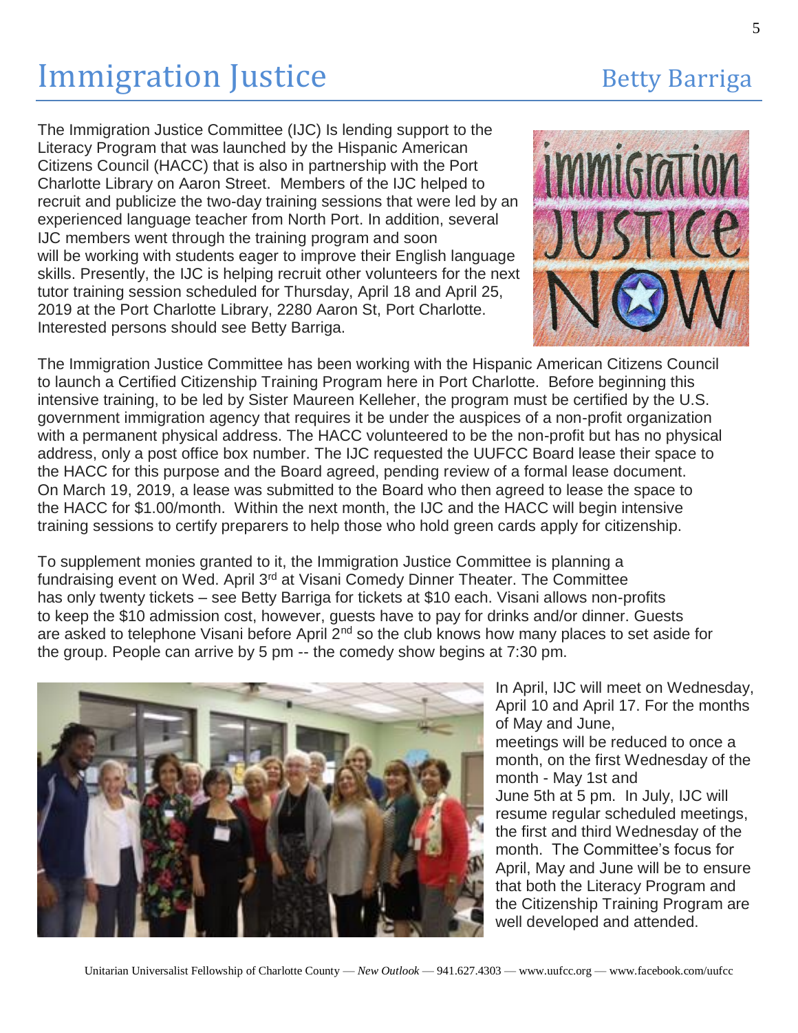# Immigration Justice

Betty Barriga

The Immigration Justice Committee (IJC) Is lending support to the Literacy Program that was launched by the Hispanic American Citizens Council (HACC) that is also in partnership with the Port Charlotte Library on Aaron Street. Members of the IJC helped to recruit and publicize the two-day training sessions that were led by an experienced language teacher from North Port. In addition, several IJC members went through the training program and soon will be working with students eager to improve their English language skills. Presently, the IJC is helping recruit other volunteers for the next tutor training session scheduled for Thursday, April 18 and April 25, 2019 at the Port Charlotte Library, 2280 Aaron St, Port Charlotte. Interested persons should see Betty Barriga.

The Immigration Justice Committee has been working with the Hispanic American Citizens Council to launch a Certified Citizenship Training Program here in Port Charlotte. Before beginning this intensive training, to be led by Sister Maureen Kelleher, the program must be certified by the U.S. government immigration agency that requires it be under the auspices of a non-profit organization with a permanent physical address. The HACC volunteered to be the non-profit but has no physical address, only a post office box number. The IJC requested the UUFCC Board lease their space to the HACC for this purpose and the Board agreed, pending review of a formal lease document. On March 19, 2019, a lease was submitted to the Board who then agreed to lease the space to the HACC for $1.00/month. Within the next month, the IJC and the HACC will begin intensive training sessions to certify preparers to help those who hold green cards apply for citizenship.

To supplement monies granted to it, the Immigration Justice Committee is planning a fundraising event on Wed. April 3rd at Visani Comedy Dinner Theater. The Committee has only twenty tickets – see Betty Barriga for tickets at $10 each. Visani allows non-profits to keep the $10 admission cost, however, guests have to pay for drinks and/or dinner. Guests are asked to telephone Visani before April 2nd so the club knows how many places to set aside for the group. People can arrive by 5 pm -- the comedy show begins at 7:30 pm.

In April, IJC will meet on Wednesday, April 10 and April 17. For the months of May and June, meetings will be reduced to once a month, on the first Wednesday of the month - May 1st and June 5th at 5 pm. In July, IJC will resume regular scheduled meetings, the first and third Wednesday of the month. The Committee's focus for April, May and June will be to ensure that both the Literacy Program and the Citizenship Training Program are well developed and attended.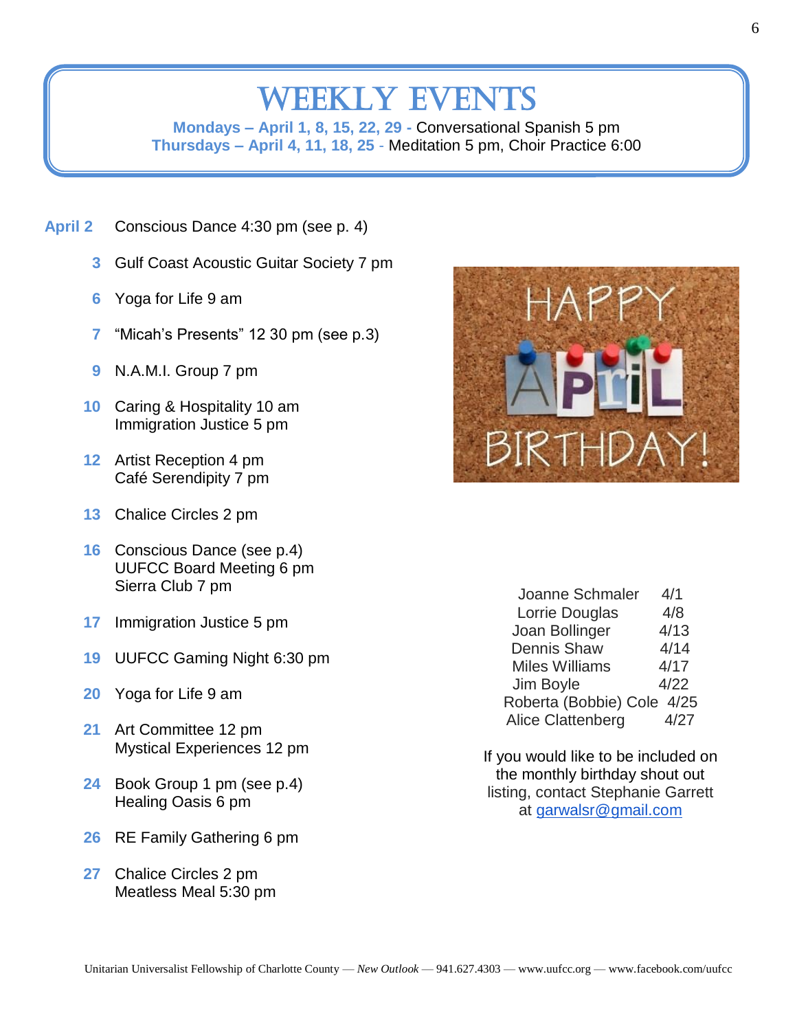# WEEKLY EVENTS

**Mondays – April 1, 8, 15, 22, 29 -** Conversational Spanish 5 pm
**Thursdays – April 4, 11, 18, 25 -** Meditation 5 pm, Choir Practice 6:00

**April 2** Conscious Dance 4:30 pm (see p. 4)

**3** Gulf Coast Acoustic Guitar Society 7 pm

**6** Yoga for Life 9 am

**7** "Micah's Presents" 12 30 pm (see p.3)

**9** N.A.M.I. Group 7 pm

**10** Caring & Hospitality 10 am
Immigration Justice 5 pm

**12** Artist Reception 4 pm
Café Serendipity 7 pm

**13** Chalice Circles 2 pm

**16** Conscious Dance (see p.4)
UUFCC Board Meeting 6 pm
Sierra Club 7 pm

**17** Immigration Justice 5 pm

**19** UUFCC Gaming Night 6:30 pm

**20** Yoga for Life 9 am

**21** Art Committee 12 pm
Mystical Experiences 12 pm

**24** Book Group 1 pm (see p.4)
Healing Oasis 6 pm

**26** RE Family Gathering 6 pm

**27** Chalice Circles 2 pm
Meatless Meal 5:30 pm

HAPPY APRIL BIRTHDAY!

| | |
|---|---|
| Joanne Schmaler | 4/1 |
| Lorrie Douglas | 4/8 |
| Joan Bollinger | 4/13 |
| Dennis Shaw | 4/14 |
| Miles Williams | 4/17 |
| Jim Boyle | 4/22 |
| Roberta (Bobbie) Cole | 4/25 |
| Alice Clattenberg | 4/27 |

If you would like to be included on the monthly birthday shout out listing, contact Stephanie Garrett at garwalsr@gmail.com